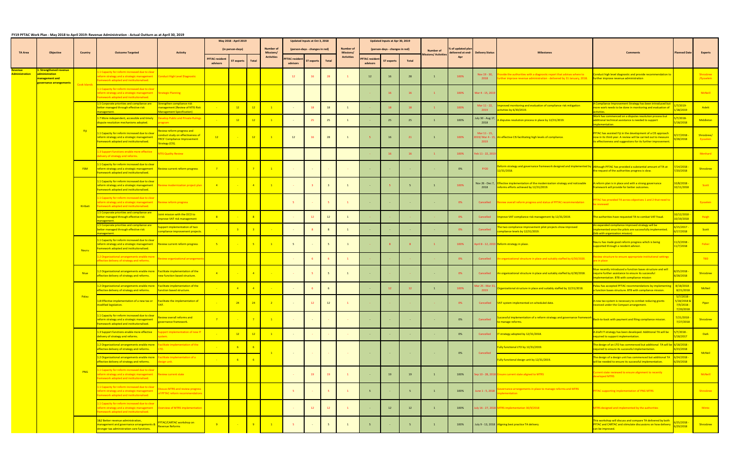# FY19 PFTAC Work Plan - May 2018 to April 2019: Revenue Administration - Actual Outturn as at April 30, 2019

| TA Area | Objective | Country | Outcome Targeted | Activity | May 2018 - April 2019 (in person-days) | | | Number of Missions/ Activities | Updated Inputs at Oct 3, 2018 (person-days - changes in red) | | | Number of Missions/ Activities | Updated Inputs at Apr 30, 2019 (person-days - changes in red) | | | Number of Missions/ Activities | % of updated plan delivered at end-Apr | Delivery Status | Milestones | Comments | Planned Date | Experts |
|---|---|---|---|---|---|---|---|---|---|---|---|---|---|---|---|---|---|---|---|---|---|---|
| | | | | | PFTAC resident advisors | ST experts | Total | | PFTAC resident advisors | ST experts | Total | | PFTAC resident advisors | ST experts | Total | | | | | | | |
| Revenue Administration | 1. Strengthened revenue administration management and governance arrangements | Cook Islands | 1.1 Capacity for reform increased due to clear reform strategy and a strategic management framework adopted and institutionalised. | Conduct High Level Diagnostic | | | | | 12 | 16 | 28 | 1 | 12 | 16 | 28 | 1 | 100% | Nov 19 - 30, 2018 | Provide the authorities with a diagnostic report that advises where to further improve revenue administration - delivered by 31 January, 2018. | Conduct high level diagnostic and provide recommendation to further improve revenue administration | | Shrosbree /Eysselein |
| | | | 1.1 Capacity for reform increased due to clear reform strategy and a strategic management framework adopted and institutionalised. | Strategic Planning | | | | | | | | | - | 16 | 16 | 1 | 100% | Mar 4 - 15, 2019 | | | | McNeil |
| | | Fiji | 1.5 Corporate priorities and compliance are better managed through effective risk management. | Strengthen compliance risk management (Review of NTIS Risk Management Specification) | - | 12 | 12 | 1 | - | 18 | 18 | 1 | - | 18 | 18 | 1 | 100% | Mar 11 - 22, 2019 | Improved monitoring and evaluation of compliance risk mitigation activities by 6/30/2019. | A Compliance Improvement Strategy has been introduced but more work needs to be done in monitoring and evaluation of activities. | 1/7/2019-1/18/2019 | Aslett |
| | | | 1.7 More independent, accessible and timely dispute resolution mechanisms adopted. | Develop Public and Private Rulings program | - | 12 | 12 | 1 | - | 25 | 25 | 1 | - | 25 | 25 | 1 | 100% | July 30 - Aug 17, 2018 | A disputes resolution process in place by 12/31/2019. | Work has commenced on a disputes resolution process but additional technical assistance is needed to support implementation. | 5/7/2018-5/18/2018 | Middleton |
| | | | 1.1 Capacity for reform increased due to clear reform strategy and a strategic management framework adopted and institutionalised. | Review reform progress and conduct study on effectiveness of FRCS' Compliance Improvement Strategy (CIS). | 12 | - | 12 | 1 | 12 | 16 | 28 | 1 | 5 | 16 | 21 | 1 | 100% | Mar 11 - 15, 2019/ Mar 4 - 15, 2019 | An effective CIS facilitating high levels of compliance. | PFTAC has assisted Fiji in the development of a CIS approach now in its third year. A review will be carried out to measure its effectiveness and suggestions for its further improvement. | 9/17/2018 - 9/28/2018 | Shrosbree/ Eysselein |
| | | | 1.3 Support functions enable more effective delivery of strategy and reforms. | NTIS Quality Review | | | | | | | | | - | 16 | 16 | 1 | 100% | Feb 11 - 22, 2019 | | | | Menhard |
| | | FSM | 1.1 Capacity for reform increased due to clear reform strategy and a strategic management framework adopted and institutionalised. | Review current reform progress | 7 | - | 7 | 1 | - | - | - | - | - | - | - | - | 0% | FY20 | Reform strategy and governance framework designed and implemented by 12/31/2018. | Although PFTAC has provided a substantial amount of TA at the request of the authorities progress is slow. | 7/14/2018 - 7/20/2018 | Shrosbree |
| | | Kiribati | 1.1 Capacity for reform increased due to clear reform strategy and a strategic management framework adopted and institutionalised. | Review modernization project plan | 4 | - | 4 | 1 | - | 3 | 3 | 1 | - | 5 | 5 | 1 | 100% | Nov 26 - Dec 7, 2018 | Effective implementation of the modernization strategy and noticeable reforms efforts achieved by 12/31/2019. | A reform plan is in place and with a strong governance framework will provide for better outcomes. | 10/8/2018 - 10/11/2018 | Scott |
| | | | 1.1 Capacity for reform increased due to clear reform strategy and a strategic management framework adopted and institutionalised. | Review reform progress | | | | | 5 | - | 5 | 1 | - | - | - | - | 0% | Cancelled | Review overall reform progress and status of PFTAC recommendation | PFTAC has provided TA across objectives 1 and 2 that need to be reviewed | | Eysselein |
| | | | 1.5 Corporate priorities and compliance are better managed through effective risk management. | Joint mission with the OCO to improve VAT risk management | 8 | - | 8 | | - | 12 | 12 | 1 | - | - | - | - | 0% | Cancelled | Improve VAT compliance risk management by 12/31/2019. | The authorities have requested TA to combat VAT fraud. | 10/12/2018 - 10/19/2018 | Haigh |
| | | | 1.5 Corporate priorities and compliance are better managed through effective risk management. | Support implementation of two compliance improvement projects. | - | 3 | 3 | - | - | 8 | 8 | 1 | - | - | - | - | 0% | Cancelled | The two compliance improvement pilot projects show improved compliance levels by 12/31/2019. | An expanded compliance improved strategy will be implemented once the pilots are successfully implemented. (bits with organization mission) | 6/15/2017 - 6/17/2018 | Scott |
| | | Nauru | 1.1 Capacity for reform increased due to clear reform strategy and a strategic management framework adopted and institutionalised. | Review current reform progress | 5 | - | 5 | 1 | 5 | - | 5 | 1 | - | 8 | 8 | 1 | 100% | April 8 - 12, 2019 | Reform strategy in place. | Nauru has made good reform progress which is being supported through a resident advisor. | 11/3/2018 - 11/7/2018 | Fisher |
| | | | 1.2 Organizational arrangements enable more effective delivery of strategy and reforms. | Review organizational arrangements | | | | | - | 6 | 6 | 1 | - | - | - | - | 0% | Cancelled | An organizational structure in place and suitably staffed by 6/30/2020. | Review structure to ensure appropriate institutional settings are in place | | TBD |
| | | Niue | 1.2 Organizational arrangements enable more effective delivery of strategy and reforms. | Facilitate implementation of the new function based structure. | 4 | - | 4 | - | - | 5 | 5 | 1 | - | - | - | - | 0% | Cancelled | An organizational structure in place and suitably staffed by 6/30/2018. | Niue recently introduced a function bases structure and will require further assistance to ensure its successful implementation. BTB with compliance mission | 6/25/2018 - 6/28/2018 | Shrosbree |
| | | Palau | 1.2 Organizational arrangements enable more effective delivery of strategy and reforms. | Facilitate implementation of the function based structure. | - | 4 | 4 | - | - | 6 | 6 | | - | 12 | 12 | 1 | 100% | Mar 25 - Mar 31, 2019 | Organizational structure in place and suitably staffed by 12/31/2018. | Palau has accepted PFTAC recommendations by implementing a function bases structure. BTB with compliance mission. | 8/18/2018 - 8/21/2018 | McNeil |
| | | | 1.8 Effective implementation of a new tax or modified legislation. | Facilitate the implementation of VAT. | - | 24 | 24 | 2 | - | 12 | 12 | 1 | - | - | - | - | 0% | Cancelled | VAT system implemented on scheduled date. | A new tax system is necessary to combat reducing grants received under the Compact arrangement. | 5/7/2018 - 5/18/2018 & 7/9/2018 - 7/20/2018 | Piper |
| | | | 1.1 Capacity for reform increased due to clear reform strategy and a strategic management framework adopted and institutionalised. | Review overall reforms and governance framework. | 7 | - | 7 | 1 | - | - | - | - | - | - | - | - | 0% | Cancelled | Successful implementation of a reform strategy and governance framework to manage reforms. | Back-to-back with payment and filing compliance mission. | 7/21/2018 - 7/27/2018 | Shrosbree |
| | | PNG | 1.3 Support functions enable more effective delivery of strategy and reforms. | Support implementation of new IT system. | - | 12 | 12 | 1 | - | - | - | - | - | - | - | - | 0% | Cancelled | IT strategy adopted by 12/31/2018. | A draft IT strategy has been developed. Additional TA will be required to support implementation. | 5/7/2018 - 5/18/2017 | Dark |
| | | | 1.2 Organizational arrangements enable more effective delivery of strategy and reforms. | Facilitate implementation of the LTO. | - | 6 | 6 | 1 | - | - | - | - | - | - | - | - | 0% | Cancelled | Fully functional LTO by 12/31/2019. | The design of an LTO has commenced but additional TA will be required to ensure its successful implementation. | 6/18/2018 - 6/23/2018 | McNeil |
| | | | 1.2 Organizational arrangements enable more effective delivery of strategy and reforms. | Facilitate implementation of a design unit. | - | 6 | 6 | | | | | | | | | | | | Fully functional design unit by 12/31/2019. | The design of a design unit has commenced but additional TA will be needed to ensure its successful implementation. | 6/24/2018 - 6/29/2018 | |
| | | | 1.1 Capacity for reform increased due to clear reform strategy and a strategic management framework adopted and institutionalised. | Review current state | | | | | - | 19 | 19 | 1 | - | 19 | 19 | 1 | 100% | Sep 10 - 28, 2018 | Ensure current state aligned to MTRS | Current state reviewed to ensure alignment to recently developed MTRS | | McNeil |
| | | | 1.1 Capacity for reform increased due to clear reform strategy and a strategic management framework adopted and institutionalised. | Discuss MTRS and review progress of PFTAC reform recommendations | | | | | 5 | - | 5 | 1 | 5 | - | 5 | 1 | 100% | June 1 - 5, 2018 | Governance arrangements in place to manage reforms and MTRS implementation | PFTAC supporting implementation of PNG MTRS | | Shrosbree |
| | | | 1.1 Capacity for reform increased due to clear reform strategy and a strategic management framework adopted and institutionalised. | Overview of MTRS implementation | | | | | - | 12 | 12 | 1 | - | 12 | 12 | 1 | 100% | July 16 - 27, 2018 | MTRS implementation 30/9/2018 | MTRS designed and implemented by the authorities | | Minto |
| | | | 1&2 Better revenue administration, management and governance arrangements & stronger tax administration core functions. | PFTAC/CARTAC workshop on Revenue Reforms | 9 | - | 9 | 1 | 5 | - | 5 | 1 | 5 | - | 5 | 1 | 100% | July 9 - 13, 2018 | Aligning best practice TA delivery | This workshop will discuss and compare TA delivered by both PFTAC and CARTAC and stimulate discussions on how delivery can be improved. | 6/25/2018 - 6/29/2018 | Shrosbree |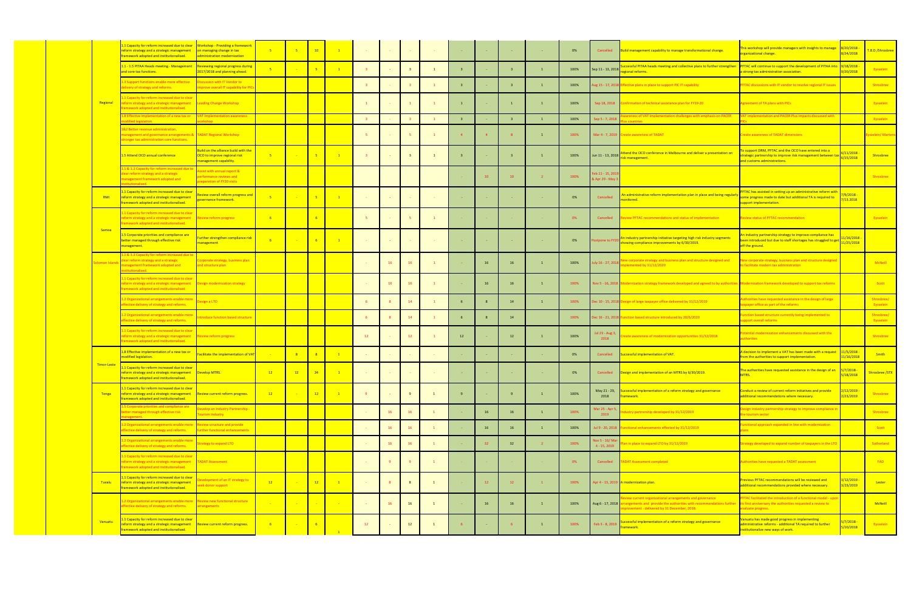| | | | | | | | | | | | | | | | | | | | |
|---|---|---|---|---|---|---|---|---|---|---|---|---|---|---|---|---|---|---|---|
| | 1.1 Capacity for reform increased due to clear reform strategy and a strategic management framework adopted and institutionalised. | Workshop - Providing a framework on managing change in tax administration modernization | 5 | 5 | 10 | 1 | - | - | - | - | - | - | - | - | 0% | Cancelled | Build management capability to manage transformational change. | This workshop will provide managers with insights to manage organizational change. | 8/20/2018 - 8/24/2018 | T.B.D /Shrosbree |
| | 1.1 - 1.5 PITAA Heads meeting - Management and core tax functions. | Reviewing regional progress during 2017/2018 and planning ahead. | 5 | - | 5 | 1 | 3 | - | 3 | 1 | 3 | - | 3 | 1 | 100% | Sep 11 - 13, 2018 | Successful PITAA heads meeting and collective plans to further strengthen regional reforms. | PFTAC will continue to support the development of PITAA into a strong tax administration association. | 9/18/2018 - 9/20/2018 | Eysselein |
| | 1.3 Support functions enable more effective delivery of strategy and reforms. | Discussion with IT Vendor to improve overall IT capability for PICs | | | | | 3 | - | 3 | 1 | 3 | - | 3 | 1 | 100% | Aug 15 - 17, 2018 | Effective plans in place to support PIC IT capability | PFTAC discussions with IT vendor to resolve regional IT issues | | Shrosbree |
| Regional | 1.1 Capacity for reform increased due to clear reform strategy and a strategic management framework adopted and institutionalised. | Leading Change Workshop | | | | | 1 | - | 1 | 1 | 1 | - | 1 | 1 | 100% | Sep 18, 2018 | Confirmation of technical assistance plan for FY19-20 | Agreement of TA plans with PICs | | Eysselein |
| | 1.8 Effective implementation of a new tax or modified legislation. | VAT Implementation awareness workshop | | | | | 3 | - | 3 | 1 | 3 | - | 3 | 1 | 100% | Sep 5 - 7, 2018 | Awareness of VAT implementation challenges with emphasis on PACER Plus countries | VAT implementation and PACER Plus impacts discussed with PICs | | Eysselein |
| | 1&2 Better revenue administration, management and governance arrangements & stronger tax administration core functions. | TADAT Regional Workshop | | | | | 5 | - | 5 | 1 | 4 | 4 | 8 | 1 | 100% | Mar 4 - 7, 2019 | Create awareness of TADAT | Create awareness of TADAT dimensions | | Eysselein/ Martens |
| | 1.5 Attend OCO annual conference | Build on the alliance build with the OCO to improve regional risk management capability. | 5 | - | 5 | 1 | 3 | - | 3 | 1 | 3 | - | 3 | 1 | 100% | Jun 11 - 13, 2018 | Attend the OCO conference in Melbourne and deliver a presentation on risk management. | To support DRM, PFTAC and the OCO have entered into a strategic partnership to improve risk management between tax and customs administrations. | 6/11/2018 - 6/15/2018 | Shrosbree |
| | 1.1 & 1.2 Capacity for reform increased due to clear reform strategy and a strategic management framework adopted and institutionalised. | Assist with annual report & performance reviews and preparation of FY20 visits | | | | | | | | | - | 10 | 10 | 2 | 100% | Feb 11 - 15, 2019 & Apr 29 - May 3 | | | | Shrosbree |
| RMI | 1.1 Capacity for reform increased due to clear reform strategy and a strategic management framework adopted and institutionalised. | Review overall reform progress and governance framework. | 5 | - | 5 | 1 | - | - | - | - | - | - | - | - | 0% | Cancelled | An administrative reform implementation plan in place and being regularly monitored. | PFTAC has assisted in setting up an administrative reform with some progress made to date but additional TA is required to support implementation. | 7/9/2018 - 7/13.2018 | |
| Samoa | 1.1 Capacity for reform increased due to clear reform strategy and a strategic management framework adopted and institutionalised. | Review reform progress | 6 | | 6 | | 5 | - | 5 | 1 | - | - | - | - | 0% | Cancelled | Review PFTAC recommendations and status of implementation | Review status of PFTAC recommendation | | Eysselein |
| | 1.5 Corporate priorities and compliance are better managed through effective risk management. | Further strengthen compliance risk management | 6 | - | 6 | 1 | - | - | - | - | - | - | - | - | 0% | Postpone to FY20 | An industry partnership initiative targeting high risk industry segments showing compliance improvements by 6/30/2019. | An industry partnership strategy to improve compliance has been introduced but due to staff shortages has struggled to get off the ground. | 11/16/2018 - 11/25/2018 | |
| Solomon Islands | 1.1 & 1.2 Capacity for reform increased due to clear reform strategy and a strategic management framework adopted and institutionalised. | Corporate strategy, business plan and structure plan | | | | | - | 16 | 16 | 1 | - | 16 | 16 | 1 | 100% | July 16 - 27, 2018 | New corporate strategy and business plan and structure designed and implemented by 31/12/2020 | New corporate strategy, business plan and structure designed to facilitate modern tax administration | | McNeill |
| | 1.1 Capacity for reform increased due to clear reform strategy and a strategic management framework adopted and institutionalised. | Design modernization strategy | | | | | - | 16 | 16 | 1 | - | 16 | 16 | 1 | 100% | Nov 5 - 16, 2018 | Modernization strategy framework developed and agreed to by authorities | Modernization framework developed to support tax reforms | | Scott |
| | 1.2 Organizational arrangements enable more effective delivery of strategy and reforms. | Design a LTO | | | | | 6 | 8 | 14 | 1 | 6 | 8 | 14 | 1 | 100% | Dec 10 - 15, 2018 | Design of large taxpayer office delivered by 31/12/2019 | Authorities have requested assistance in the design of large taxpayer office as part of the reforms | | Shrosbree/ Eysselein |
| | 1.2 Organizational arrangements enable more effective delivery of strategy and reforms. | Introduce function based structure | | | | | 6 | 8 | 14 | 1 | 6 | 8 | 14 | | 100% | Dec 16 - 21, 2018 | Function based structure introduced by 20/6/2020 | Function based structure currently being implemented to support overall reforms | | Shrosbree/ Eysselein |
| | 1.1 Capacity for reform increased due to clear reform strategy and a strategic management framework adopted and institutionalised. | Review reform progress | | | | | 12 | - | 12 | 1 | 12 | - | 12 | 1 | 100% | Jul 23 - Aug 3, 2018 | Create awareness of modernization opportunities 31/12/2018 | Potential modernization enhancements discussed with the authorities | | Shrosbree |
| Timor-Leste | 1.8 Effective implementation of a new tax or modified legislation. | Facilitate the implementation of VAT | - | 8 | 8 | 1 | - | - | - | - | - | - | - | - | 0% | Cancelled | Successful implementation of VAT. | A decision to implement a VAT has been made with a request from the authorities to support implementation. | 11/5/2018 - 11/16/2018 | Smith |
| | 1.1 Capacity for reform increased due to clear reform strategy and a strategic management framework adopted and institutionalised. | Develop MTRS. | 12 | 12 | 24 | 1 | - | - | - | - | - | - | - | - | 0% | Cancelled | Design and implementation of an MTRS by 6/30/2019. | The authorities have requested assistance in the design of an MTRS. | 5/7/2018 - 5/18/2018 | Shrosbree /STX |
| Tonga | 1.1 Capacity for reform increased due to clear reform strategy and a strategic management framework adopted and institutionalised. | Review current reform progress. | 12 | - | 12 | 1 | 9 | - | 9 | 1 | 9 | - | 9 | 1 | 100% | May 21 - 29, 2018 | Successful implementation of a reform strategy and governance framework. | Conduct a review of current reform initiatives and provide additional recommendations where necessary. | 2/12/2019 - 2/23/2019 | Shrosbree |
| | 1.5 Corporate priorities and compliance are better managed through effective risk management. | Develop an Industry Partnership - Tourism Industry | | | | | - | 16 | 16 | 1 | - | 16 | 16 | 1 | 100% | Mar 25 - Apr 5, 2019 | Industry partnership developed by 31/12/2019 | Design industry partnership strategy to improve compliance in the tourism sector | | Shrosbree |
| | 1.2 Organizational arrangements enable more effective delivery of strategy and reforms. | Review structure and provide further functional enhancements | | | | | - | 16 | 16 | 1 | - | 16 | 16 | 1 | 100% | Jul 9 - 20, 2018 | Functional enhancements effected by 31/12/2019 | Functional approach expanded in line with modernization plans | | Scott |
| | 1.2 Organizational arrangements enable more effective delivery of strategy and reforms. | Strategy to expand LTO | | | | | - | 16 | 16 | 1 | - | 32 | 32 | 2 | 100% | Nov 5 - 16/ Mar 4 - 15, 2019 | Plan in place to expand LTO by 31/12/2019 | Strategy developed to expand number of taxpayers in the LTO | | Sutherland |
| | 1.1 Capacity for reform increased due to clear reform strategy and a strategic management framework adopted and institutionalised. | TADAT Assessment | | | | | - | 9 | 9 | 1 | - | - | - | - | 0% | Cancelled | TADAT Assessment completed | Authorities have requested a TADAT assessment | | FAD |
| Tuvalu | 1.1 Capacity for reform increased due to clear reform strategy and a strategic management framework adopted and institutionalised. | Development of an IT strategy to seek donor support | 12 | - | 12 | 1 | - | 8 | 8 | 1 | - | 12 | 12 | 1 | 100% | Apr 4 - 13, 2019 | A modernization plan. | Previous PFTAC recommendations will be reviewed and additional recommendations provided where necessary. | 3/12/2019 - 3/23/2019 | Lester |
| Vanuatu | 1.2 Organizational arrangements enable more effective delivery of strategy and reforms. | Review new functional structure arrangements | - | - | - | - | - | 16 | 16 | 1 | - | 16 | 16 | 1 | 100% | Aug 6 - 17, 2018 | Review current organizational arrangements and governance arrangements and provide the authorities with recommendations further improvement - delivered by 31 December, 2018. | PFTAC facilitated the introduction of a functional model - upon its first anniversary the authorities requested a review to evaluate progress. | | McNeill |
| | 1.1 Capacity for reform increased due to clear reform strategy and a strategic management framework adopted and institutionalised. | Review current reform progress. | 6 | - | 6 | 1 | 12 | - | 12 | 1 | 6 | - | 6 | 1 | 100% | Feb 3 - 8, 2019 | Successful implementation of a reform strategy and governance framework. | Vanuatu has made good progress in implementing administrative reforms - additional TA required to further institutionalize new ways of work. | 5/7/2018 - 5/10/2018 | Eysselein |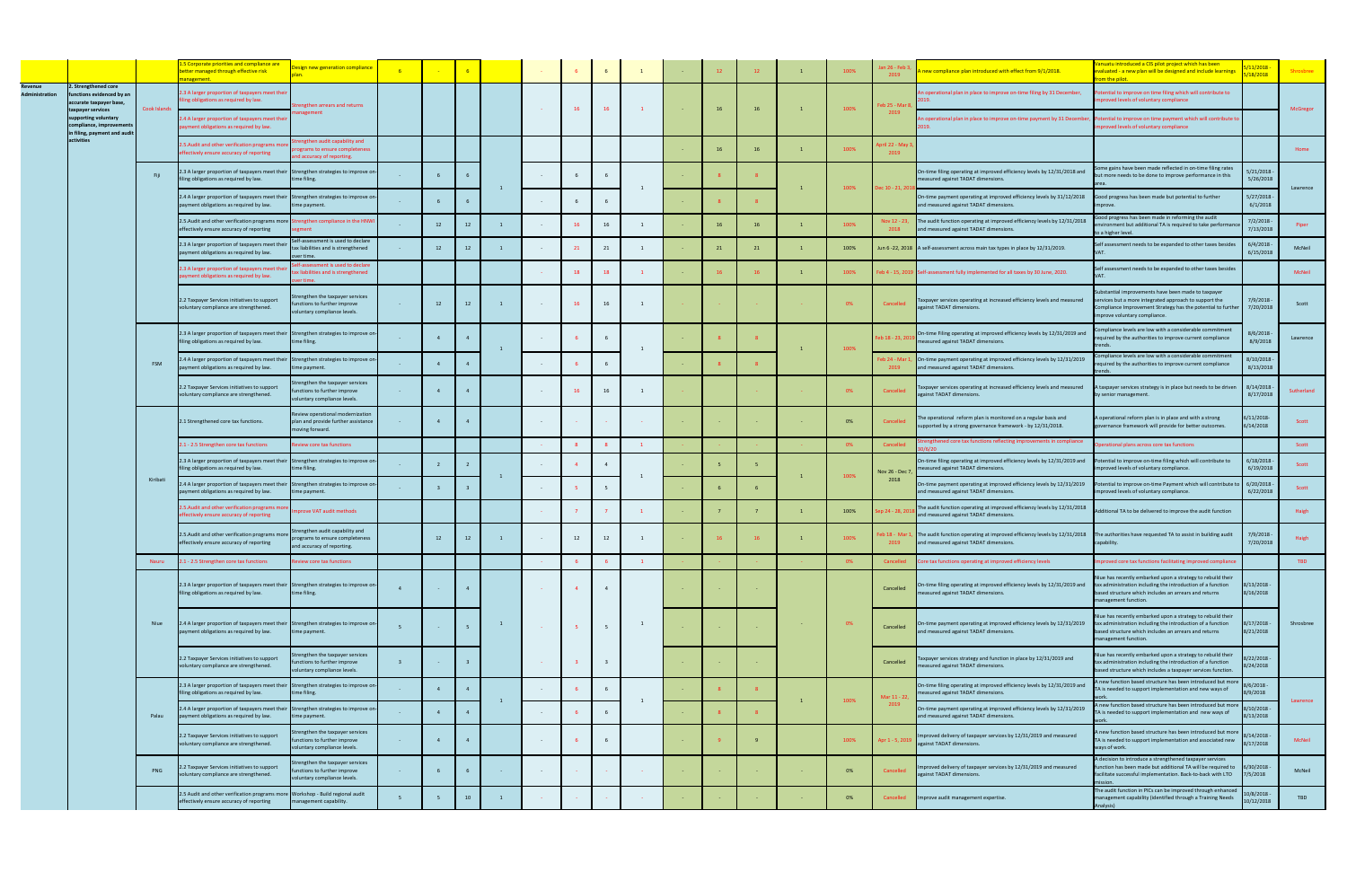| | | | | | | | | | | | | | | | | | | | | | | |
|---|---|---|---|---|---|---|---|---|---|---|---|---|---|---|---|---|---|---|---|---|---|---|
| | | | 1.5 Corporate priorities and compliance are better managed through effective risk management. | Design new generation compliance plan. | 6 | - | 6 | | - | 6 | 6 | 1 | - | 12 | 12 | 1 | 100% | Jan 28 - Feb 3, 2019 | A new compliance plan introduced with effect from 9/1/2018. | Vanuatu introduced a CIS pilot project which has been evaluated - a new plan will be designed and include learnings from the pilot. | 5/11/2018 - 5/18/2018 | Shrosbree |
| Revenue Administration | 2. Strengthened core functions evidenced by an accurate taxpayer base, taxpayer services supporting voluntary compliance, improvements in filing, payment and audit activities | Cook Islands | 2.3 A larger proportion of taxpayers meet their filing obligations as required by law. | Strengthen arrears and returns management | | | | | - | 16 | 16 | 1 | - | 16 | 16 | 1 | 100% | Feb 25 - Mar 8, 2019 | An operational plan in place to improve on-time filing by 31 December, 2019. | Potential to improve on time filing which will contribute to improved levels of voluntary compliance | | McGregor |
| | | | 2.4 A larger proportion of taxpayers meet their payment obligations as required by law. | | | | | | | | | | | | | | | | An operational plan in place to improve on-time payment by 31 December, 2019. | Potential to improve on time payment which will contribute to improved levels of voluntary compliance | | |
| | | | 2.5 Audit and other verification programs more effectively ensure accuracy of reporting | Strengthen audit capability and programs to ensure completeness and accuracy of reporting. | | | | | | | | | - | 16 | 16 | 1 | 100% | April 22 - May 3, 2019 | | | | Home |
| | | Fiji | 2.3 A larger proportion of taxpayers meet their filing obligations as required by law. | Strengthen strategies to improve on-time filing. | - | 6 | 6 | 1 | - | 6 | 6 | 1 | - | 8 | 8 | 1 | 100% | Dec 10 - 21, 2018 | On-time filing operating at improved efficiency levels by 31/12/2018 and measured against TADAT dimensions. | Some gains have been made reflected in on-time filing rates but more needs to be done to improve performance in this area. | 5/21/2018 - 5/26/2018 | Lawrence |
| | | | 2.4 A larger proportion of taxpayers meet their payment obligations as required by law. | Strengthen strategies to improve on-time payment. | - | 6 | 6 | | - | 6 | 6 | | - | 8 | 8 | | | | On-time payment operating at improved efficiency levels by 31/12/2018 and measured against TADAT dimensions. | Good progress has been made but potential to further improve. | 5/27/2018 - 6/1/2018 | |
| | | | 2.5 Audit and other verification programs more effectively ensure accuracy of reporting | Strengthen compliance in the HNWI segment | - | 12 | 12 | 1 | - | 16 | 16 | 1 | - | 16 | 16 | 1 | 100% | Nov 12 - 23, 2018 | The audit function operating at improved efficiency levels by 12/31/2018 and measured against TADAT dimensions. | Good progress has been made in reforming the audit environment but additional TA is required to take performance to a higher level. | 7/2/2018 - 7/13/2018 | Piper |
| | | | 2.3 A larger proportion of taxpayers meet their payment obligations as required by law. | Self-assessment is used to declare tax liabilities and is strengthened over time. | - | 12 | 12 | 1 | - | 21 | 21 | 1 | - | 21 | 21 | 1 | 100% | Jun 6 - 22, 2018 | A self-assessment across main tax types in place by 12/31/2019. | Self assessment needs to be expanded to other taxes besides VAT. | 6/4/2018 - 6/15/2018 | McNeil |
| | | | 2.3 A larger proportion of taxpayers meet their payment obligations as required by law. | Self-assessment is used to declare tax liabilities and is strengthened over time. | | | | | - | 18 | 18 | 1 | - | 16 | 16 | 1 | 100% | Feb 4 - 15, 2019 | Self-assessment fully implemented for all taxes by 30 June, 2020. | Self assessment needs to be expanded to other taxes besides VAT. | | McNeil |
| | | | 2.2 Taxpayer Services initiatives to support voluntary compliance are strengthened. | Strengthen the taxpayer services functions to further improve voluntary compliance levels. | - | 12 | 12 | 1 | - | 16 | 16 | 1 | - | - | - | - | 0% | Cancelled | Taxpayer services operating at increased efficiency levels and measured against TADAT dimensions. | Substantial improvements have been made to taxpayer services but a more integrated approach to support the Compliance Improvement Strategy has the potential to further improve voluntary compliance. | 7/9/2018 - 7/20/2018 | Scott |
| | | FSM | 2.3 A larger proportion of taxpayers meet their filing obligations as required by law. | Strengthen strategies to improve on-time filing. | - | 4 | 4 | 1 | - | 6 | 6 | 1 | - | 8 | 8 | 1 | 100% | Feb 18 - 23, 2019 | On-time filing operating at improved efficiency levels by 12/31/2019 and measured against TADAT dimensions. | Compliance levels are low with a considerable commitment required by the authorities to improve current compliance trends. | 8/6/2018 - 8/9/2018 | Lawrence |
| | | | 2.4 A larger proportion of taxpayers meet their payment obligations as required by law. | Strengthen strategies to improve on-time payment. | - | 4 | 4 | | - | 6 | 6 | | - | 8 | 8 | | | Feb 24 - Mar 1, 2019 | On-time payment operating at improved efficiency levels by 12/31/2019 and measured against TADAT dimensions. | Compliance levels are low with a considerable commitment required by the authorities to improve current compliance trends. | 8/10/2018 - 8/13/2018 | |
| | | | 2.2 Taxpayer Services initiatives to support voluntary compliance are strengthened. | Strengthen the taxpayer services functions to further improve voluntary compliance levels. | - | 4 | 4 | | - | 16 | 16 | 1 | - | - | - | - | 0% | Cancelled | Taxpayer services operating at increased efficiency levels and measured against TADAT dimensions. | A taxpayer services strategy is in place but needs to be driven by senior management. | 8/14/2018 - 8/17/2018 | Sutherland |
| | | Kiribati | 2.1 Strengthened core tax functions. | Review operational modernization plan and provide further assistance moving forward. | - | 4 | 4 | | - | - | - | - | - | - | - | - | 0% | Cancelled | The operational reform plan is monitored on a regular basis and supported by a strong governance framework - by 12/31/2019. | A operational reform plan is in place and with a strong governance framework will provide for better outcomes. | 6/11/2018 - 6/14/2018 | Scott |
| | | | 2.1 - 2.5 Strengthen core tax functions | Review core tax functions | | | | | - | 8 | 8 | 1 | - | - | - | - | 0% | Cancelled | Strengthened core tax functions reflecting improvements in compliance 30/6/20 | Operational plans across core tax functions | | Scott |
| | | | 2.3 A larger proportion of taxpayers meet their filing obligations as required by law. | Strengthen strategies to improve on-time filing. | - | 2 | 2 | 1 | - | 4 | 4 | 1 | - | 5 | 5 | 1 | 100% | Nov 26 - Dec 7, 2018 | On-time filing operating at improved efficiency levels by 12/31/2019 and measured against TADAT dimensions. | Potential to improve on-time filing which will contribute to improved levels of voluntary compliance. | 6/18/2018 - 6/19/2018 | Scott |
| | | | 2.4 A larger proportion of taxpayers meet their payment obligations as required by law. | Strengthen strategies to improve on-time payment. | - | 3 | 3 | | - | 5 | 5 | | - | 6 | 6 | | | | On-time payment operating at improved efficiency levels by 12/31/2019 and measured against TADAT dimensions. | Potential to improve on-time Payment which will contribute to improved levels of voluntary compliance. | 6/20/2018 - 6/22/2018 | Scott |
| | | | 2.5 Audit and other verification programs more effectively ensure accuracy of reporting | Improve VAT audit methods | | | | | - | 7 | 7 | 1 | - | 7 | 7 | 1 | 100% | Sep 24 - 28, 2018 | The audit function operating at improved efficiency levels by 12/31/2018 and measured against TADAT dimensions. | Additional TA to be delivered to improve the audit function | | Haigh |
| | | | 2.5 Audit and other verification programs more effectively ensure accuracy of reporting | Strengthen audit capability and programs to ensure completeness and accuracy of reporting. | | 12 | 12 | 1 | - | 12 | 12 | 1 | - | 16 | 16 | 1 | 100% | Feb 18 - Mar 1, 2019 | The audit function operating at improved efficiency levels by 12/31/2018 and measured against TADAT dimensions. | The authorities have requested TA to assist in building audit capability. | 7/9/2018 - 7/20/2018 | Haigh |
| | | Nauru | 2.1 - 2.5 Strengthen core tax functions | Review core tax functions | | | | | - | 6 | 6 | 1 | - | - | - | - | 0% | Cancelled | Core tax functions operating at improved efficiency levels | Improved core tax functions facilitating improved compliance | | TBD |
| | | Niue | 2.3 A larger proportion of taxpayers meet their filing obligations as required by law. | Strengthen strategies to improve on-time filing. | 4 | - | 4 | 1 | | 4 | 4 | 1 | | - | - | - | 0% | Cancelled | On-time filing operating at improved efficiency levels by 12/31/2019 and measured against TADAT dimensions. | Niue has recently embarked upon a strategy to rebuild their tax administration including the introduction of a function based structure which includes an arrears and returns management function. | 8/13/2018 - 8/16/2018 | Shrosbree |
| | | | 2.4 A larger proportion of taxpayers meet their payment obligations as required by law. | Strengthen strategies to improve on-time payment. | 5 | - | 5 | | | 5 | 5 | | | - | - | | | Cancelled | On-time payment operating at improved efficiency levels by 12/31/2019 and measured against TADAT dimensions. | Niue has recently embarked upon a strategy to rebuild their tax administration including the introduction of a function based structure which includes an arrears and returns management function. | 8/17/2018 - 8/21/2018 | |
| | | | 2.2 Taxpayer Services initiatives to support voluntary compliance are strengthened. | Strengthen the taxpayer services functions to further improve voluntary compliance levels. | 3 | - | 3 | | | 3 | 3 | | | - | - | | | Cancelled | Taxpayer services strategy and function in place by 12/31/2019 and measured against TADAT dimensions. | Niue has recently embarked upon a strategy to rebuild their tax administration including the introduction of a function based structure which includes a taxpayer services function. | 8/22/2018 - 8/24/2018 | |
| | | Palau | 2.3 A larger proportion of taxpayers meet their filing obligations as required by law. | Strengthen strategies to improve on-time filing. | - | 4 | 4 | 1 | - | 6 | 6 | 1 | - | 8 | 8 | 1 | 100% | Mar 11 - 22, 2019 | On-time filing operating at improved efficiency levels by 12/31/2019 and measured against TADAT dimensions. | A new function based structure has been introduced but more TA is needed to support implementation and new ways of work. | 8/6/2018 - 8/9/2018 | Lawrence |
| | | | 2.4 A larger proportion of taxpayers meet their payment obligations as required by law. | Strengthen strategies to improve on-time payment. | - | 4 | 4 | | - | 6 | 6 | | - | 8 | 8 | | | | On-time payment operating at improved efficiency levels by 12/31/2019 and measured against TADAT dimensions. | A new function based structure has been introduced but more TA is needed to support implementation and new way of work. | 8/10/2018 - 8/13/2018 | |
| | | | 2.2 Taxpayer Services initiatives to support voluntary compliance are strengthened. | Strengthen the taxpayer services functions to further improve voluntary compliance levels. | - | 4 | 4 | | - | 6 | 6 | | - | 9 | 9 | | 100% | Apr 1 - 5, 2019 | Improved delivery of taxpayer services by 12/31/2019 and measured against TADAT dimensions. | A new function based structure has been introduced but more TA is needed to support implementation and associated new ways of work. | 8/14/2018 - 8/17/2018 | McNeil |
| | | PNG | 2.2 Taxpayer Services initiatives to support voluntary compliance are strengthened. | Strengthen the taxpayer services functions to further improve voluntary compliance levels. | - | 6 | 6 | - | - | - | - | - | - | - | - | - | 0% | Cancelled | Improved delivery of taxpayer services by 12/31/2019 and measured against TADAT dimensions. | A decision to introduce a strengthened taxpayer services function has been made but additional TA will be required to facilitate successful implementation. Back-to-back with LTO mission. | 6/30/2018 - 7/5/2018 | McNeil |
| | | | 2.5 Audit and other verification programs more effectively ensure accuracy of reporting | Workshop - Build regional audit management capability. | 5 | 5 | 10 | 1 | - | - | - | - | - | - | - | - | 0% | Cancelled | Improve audit management expertise. | The audit function in PICs can be improved through enhanced management capability (identified through a Training Needs Analysis) | 10/8/2018 - 10/12/2018 | TBD |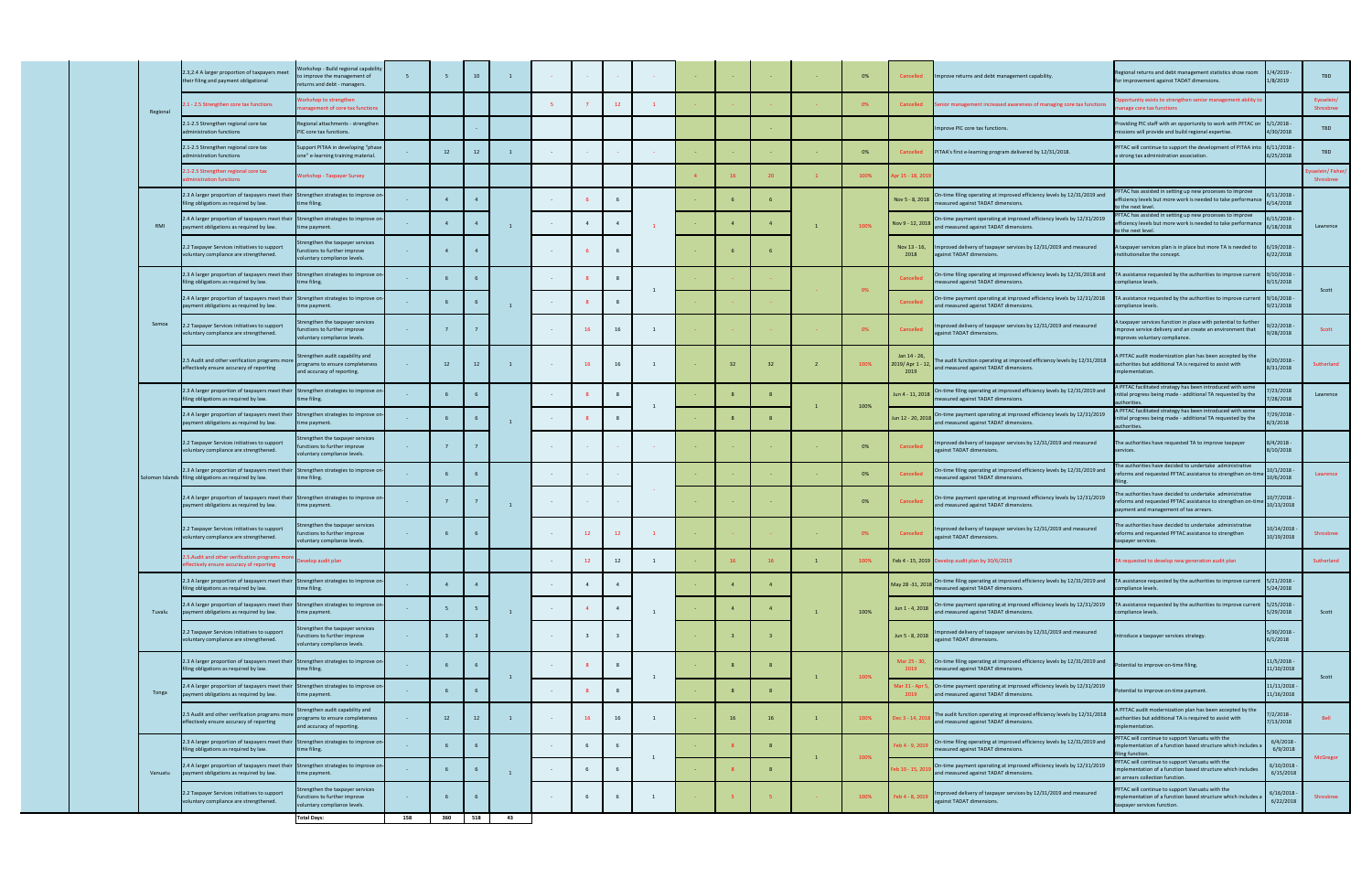| | | | | | | | | | | | | | | | | | | | | |
|---|---|---|---|---|---|---|---|---|---|---|---|---|---|---|---|---|---|---|---|---|
| Regional | 2.3,2.4 A larger proportion of taxpayers meet their filing and payment obligational | Workshop - Build regional capability to improve the management of returns and debt - managers. | 5 | 5 | 10 | 1 | - | - | - | - | - | - | - | - | 0% | Cancelled | Improve returns and debt management capability. | Regional returns and debt management statistics show room for improvement against TADAT dimensions. | 1/4/2019 - 1/8/2019 | TBD |
| | 2.1 - 2.5 Strengthen core tax functions | Workshop to strengthen management of core tax functions | | | | | 5 | 7 | 12 | 1 | - | - | - | - | 0% | Cancelled | Senior management increased awareness of managing core tax functions | Opportunity exists to strengthen senior management ability to manage core tax functions | | Eysselein/ Shrosbree |
| | 2.1-2.5 Strengthen regional core tax administration functions | Regional attachments - strengthen PIC core tax functions. | | | - | | | | | | | | - | | | | Improve PIC core tax functions. | Providing PIC staff with an opportunity to work with PFTAC on missions will provide and build regional expertise. | 5/1/2018 - 4/30/2018 | TBD |
| | 2.1-2.5 Strengthen regional core tax administration functions | Support PITAA in developing "phase one" e-learning training material. | - | 12 | 12 | 1 | - | - | - | - | - | - | - | - | 0% | Cancelled | PITAA's first e-learning program delivered by 12/31/2018. | PFTAC will continue to support the development of PITAA into a strong tax administration association. | 6/11/2018 - 6/25/2018 | TBD |
| | 2.1-2.5 Strengthen regional core tax administration functions | Workshop - Taxpayer Survey | | | | | | | | | 4 | 16 | 20 | 1 | 100% | Apr 15 - 18, 2019 | | | | Eysselein/ Fisher/ Shrosbree |
| RMI | 2.3 A larger proportion of taxpayers meet their filing obligations as required by law. | Strengthen strategies to improve on-time filing. | - | 4 | 4 | | - | 6 | 6 | | - | 6 | 6 | | | Nov 5 - 8, 2018 | On-time filing operating at improved efficiency levels by 12/31/2019 and measured against TADAT dimensions. | PFTAC has assisted in setting up new processes to improve efficiency levels but more work is needed to take performance to the next level. | 6/11/2018 - 6/14/2018 | |
| | 2.4 A larger proportion of taxpayers meet their payment obligations as required by law. | Strengthen strategies to improve on-time payment. | - | 4 | 4 | 1 | - | 4 | 4 | 1 | - | 4 | 4 | 1 | 100% | Nov 9 - 12, 2018 | On-time payment operating at improved efficiency levels by 12/31/2019 and measured against TADAT dimensions. | PFTAC has assisted in setting up new processes to improve efficiency levels but more work is needed to take performance to the next level. | 6/15/2018 - 6/18/2018 | Lawrence |
| | 2.2 Taxpayer Services initiatives to support voluntary compliance are strengthened. | Strengthen the taxpayer services functions to further improve voluntary compliance levels. | - | 4 | 4 | | - | 6 | 6 | | - | 6 | 6 | | | Nov 13 - 16, 2018 | Improved delivery of taxpayer services by 12/31/2019 and measured against TADAT dimensions. | A taxpayer services plan is in place but more TA is needed to institutionalize the concept. | 6/19/2018 - 6/22/2018 | |
| Samoa | 2.3 A larger proportion of taxpayers meet their filing obligations as required by law. | Strengthen strategies to improve on-time filing. | - | 6 | 6 | | - | 8 | 8 | | - | - | - | | | Cancelled | On-time filing operating at improved efficiency levels by 12/31/2018 and measured against TADAT dimensions. | TA assistance requested by the authorities to improve current compliance levels. | 9/10/2018 - 9/15/2018 | |
| | 2.4 A larger proportion of taxpayers meet their payment obligations as required by law. | Strengthen strategies to improve on-time payment. | - | 6 | 6 | 1 | - | 8 | 8 | 1 | - | - | - | - | 0% | Cancelled | On-time payment operating at improved efficiency levels by 12/31/2018 and measured against TADAT dimensions. | TA assistance requested by the authorities to improve current compliance levels. | 9/16/2018 - 9/21/2018 | Scott |
| | 2.2 Taxpayer Services initiatives to support voluntary compliance are strengthened. | Strengthen the taxpayer services functions to further improve voluntary compliance levels. | - | 7 | 7 | | - | 16 | 16 | 1 | - | - | - | - | 0% | Cancelled | Improved delivery of taxpayer services by 12/31/2019 and measured against TADAT dimensions. | A taxpayer services function in place with potential to further improve service delivery and an create an environment that improves voluntary compliance. | 9/22/2018 - 9/28/2018 | Scott |
| | 2.5 Audit and other verification programs more effectively ensure accuracy of reporting | Strengthen audit capability and programs to ensure completeness and accuracy of reporting. | - | 12 | 12 | 1 | - | 16 | 16 | 1 | - | 32 | 32 | 2 | 100% | Jan 14 - 26, 2019/ Apr 1 - 12, 2019 | The audit function operating at improved efficiency levels by 12/31/2018 and measured against TADAT dimensions. | A PFTAC audit modernization plan has been accepted by the authorities but additional TA is required to assist with implementation. | 8/20/2018 - 8/31/2018 | Sutherland |
| Solomon Islands | 2.3 A larger proportion of taxpayers meet their filing obligations as required by law. | Strengthen strategies to improve on-time filing. | - | 6 | 6 | | - | 8 | 8 | | - | 8 | 8 | | | Jun 4 - 11, 2018 | On-time filing operating at improved efficiency levels by 12/31/2019 and measured against TADAT dimensions. | A PFTAC facilitated strategy has been introduced with some initial progress being made - additional TA requested by the authorities. | 7/23/2018 - 7/28/2018 | Lawrence |
| | 2.4 A larger proportion of taxpayers meet their payment obligations as required by law. | Strengthen strategies to improve on-time payment. | - | 6 | 6 | 1 | - | 8 | 8 | 1 | - | 8 | 8 | 1 | 100% | Jun 12 - 20, 2018 | On-time payment operating at improved efficiency levels by 12/31/2019 and measured against TADAT dimensions. | A PFTAC facilitated strategy has been introduced with some initial progress being made - additional TA requested by the authorities. | 7/29/2018 - 8/3/2018 | |
| | 2.2 Taxpayer Services initiatives to support voluntary compliance are strengthened. | Strengthen the taxpayer services functions to further improve voluntary compliance levels. | - | 7 | 7 | | - | - | - | - | - | - | - | - | 0% | Cancelled | Improved delivery of taxpayer services by 12/31/2019 and measured against TADAT dimensions. | The authorities have requested TA to improve taxpayer services. | 8/4/2018 - 8/10/2018 | |
| | 2.3 A larger proportion of taxpayers meet their filing obligations as required by law. | Strengthen strategies to improve on-time filing. | - | 6 | 6 | | - | - | - | | - | - | - | - | 0% | Cancelled | On-time filing operating at improved efficiency levels by 12/31/2019 and measured against TADAT dimensions. | The authorities have decided to undertake administrative reforms and requested PFTAC assistance to strengthen on-time filing. | 10/1/2018 - 10/6/2018 | Lawrence |
| | 2.4 A larger proportion of taxpayers meet their payment obligations as required by law. | Strengthen strategies to improve on-time payment. | - | 7 | 7 | 1 | - | - | - | - | - | - | - | - | 0% | Cancelled | On-time payment operating at improved efficiency levels by 12/31/2019 and measured against TADAT dimensions. | The authorities have decided to undertake administrative reforms and requested PFTAC assistance to strengthen on-time payment and management of tax arrears. | 10/7/2018 - 10/13/2018 | |
| | 2.2 Taxpayer Services initiatives to support voluntary compliance are strengthened. | Strengthen the taxpayer services functions to further improve voluntary compliance levels. | - | 6 | 6 | | - | 12 | 12 | 1 | - | - | - | - | 0% | Cancelled | Improved delivery of taxpayer services by 12/31/2019 and measured against TADAT dimensions. | The authorities have decided to undertake administrative reforms and requested PFTAC assistance to strengthen taxpayer services. | 10/14/2018 - 10/19/2018 | Shrosbree |
| | 2.5 Audit and other verification programs more effectively ensure accuracy of reporting | Develop audit plan | | | | | - | 12 | 12 | 1 | - | 16 | 16 | 1 | 100% | Feb 4 - 15, 2019 | Develop audit plan by 30/6/2019 | TA requested to develop new generation audit plan | | Sutherland |
| Tuvalu | 2.3 A larger proportion of taxpayers meet their filing obligations as required by law. | Strengthen strategies to improve on-time filing. | - | 4 | 4 | | - | 4 | 4 | | - | 4 | 4 | | | May 28 -31, 2018 | On-time filing operating at improved efficiency levels by 12/31/2019 and measured against TADAT dimensions. | TA assistance requested by the authorities to improve current compliance levels. | 5/21/2018 - 5/24/2018 | |
| | 2.4 A larger proportion of taxpayers meet their payment obligations as required by law. | Strengthen strategies to improve on-time payment. | - | 5 | 5 | 1 | - | 4 | 4 | 1 | - | 4 | 4 | 1 | 100% | Jun 1 - 4, 2018 | On-time payment operating at improved efficiency levels by 12/31/2019 and measured against TADAT dimensions. | TA assistance requested by the authorities to improve current compliance levels. | 5/25/2018 - 5/29/2018 | Scott |
| | 2.2 Taxpayer Services initiatives to support voluntary compliance are strengthened. | Strengthen the taxpayer services functions to further improve voluntary compliance levels. | - | 3 | 3 | | - | 3 | 3 | | - | 3 | 3 | | | Jun 5 - 8, 2018 | Improved delivery of taxpayer services by 12/31/2019 and measured against TADAT dimensions. | Introduce a taxpayer services strategy. | 5/30/2018 - 6/1/2018 | |
| Tonga | 2.3 A larger proportion of taxpayers meet their filing obligations as required by law. | Strengthen strategies to improve on-time filing. | - | 6 | 6 | 1 | - | 8 | 8 | 1 | - | 8 | 8 | 1 | 100% | Mar 25 - 30, 2019 | On-time filing operating at improved efficiency levels by 12/31/2019 and measured against TADAT dimensions. | Potential to improve on-time filing. | 11/5/2018 - 11/10/2018 | Scott |
| | 2.4 A larger proportion of taxpayers meet their payment obligations as required by law. | Strengthen strategies to improve on-time payment. | - | 6 | 6 | | - | 8 | 8 | | - | 8 | 8 | | | Mar 31 - Apr 5, 2019 | On-time payment operating at improved efficiency levels by 12/31/2019 and measured against TADAT dimensions. | Potential to improve on-time payment. | 11/11/2018 - 11/16/2018 | |
| | 2.5 Audit and other verification programs more effectively ensure accuracy of reporting | Strengthen audit capability and programs to ensure completeness and accuracy of reporting. | - | 12 | 12 | 1 | - | 16 | 16 | 1 | - | 16 | 16 | 1 | 100% | Dec 3 - 14, 2018 | The audit function operating at improved efficiency levels by 12/31/2018 and measured against TADAT dimensions. | A PFTAC audit modernization plan has been accepted by the authorities but additional TA is required to assist with implementation. | 7/2/2018 - 7/13/2018 | Bell |
| Vanuatu | 2.3 A larger proportion of taxpayers meet their filing obligations as required by law. | Strengthen strategies to improve on-time filing. | - | 6 | 6 | | - | 6 | 6 | | - | 8 | 8 | | | Feb 4 - 9, 2019 | On-time filing operating at improved efficiency levels by 12/31/2019 and measured against TADAT dimensions. | PFTAC will continue to support Vanuatu with the implementation of a function based structure which includes a filing function. | 6/4/2018 - 6/9/2018 | |
| | 2.4 A larger proportion of taxpayers meet their payment obligations as required by law. | Strengthen strategies to improve on-time payment. | - | 6 | 6 | 1 | - | 6 | 6 | 1 | - | 8 | 8 | 1 | 100% | Feb 10 - 15, 2019 | On-time payment operating at improved efficiency levels by 12/31/2019 and measured against TADAT dimensions. | PFTAC will continue to support Vanuatu with the implementation of a function based structure which includes an arrears collection function. | 6/10/2018 - 6/15/2018 | McGregor |
| | 2.2 Taxpayer Services initiatives to support voluntary compliance are strengthened. | Strengthen the taxpayer services functions to further improve voluntary compliance levels. | - | 6 | 6 | | - | 6 | 6 | 1 | - | 5 | 5 | - | 100% | Feb 4 - 8, 2019 | Improved delivery of taxpayer services by 12/31/2019 and measured against TADAT dimensions. | PFTAC will continue to support Vanuatu with the implementation of a function based structure which includes a taxpayer services function. | 6/16/2018 - 6/22/2018 | Shrosbree |
| | | Total Days: | 158 | 360 | 518 | 43 | | | | | | | | | | | | | | |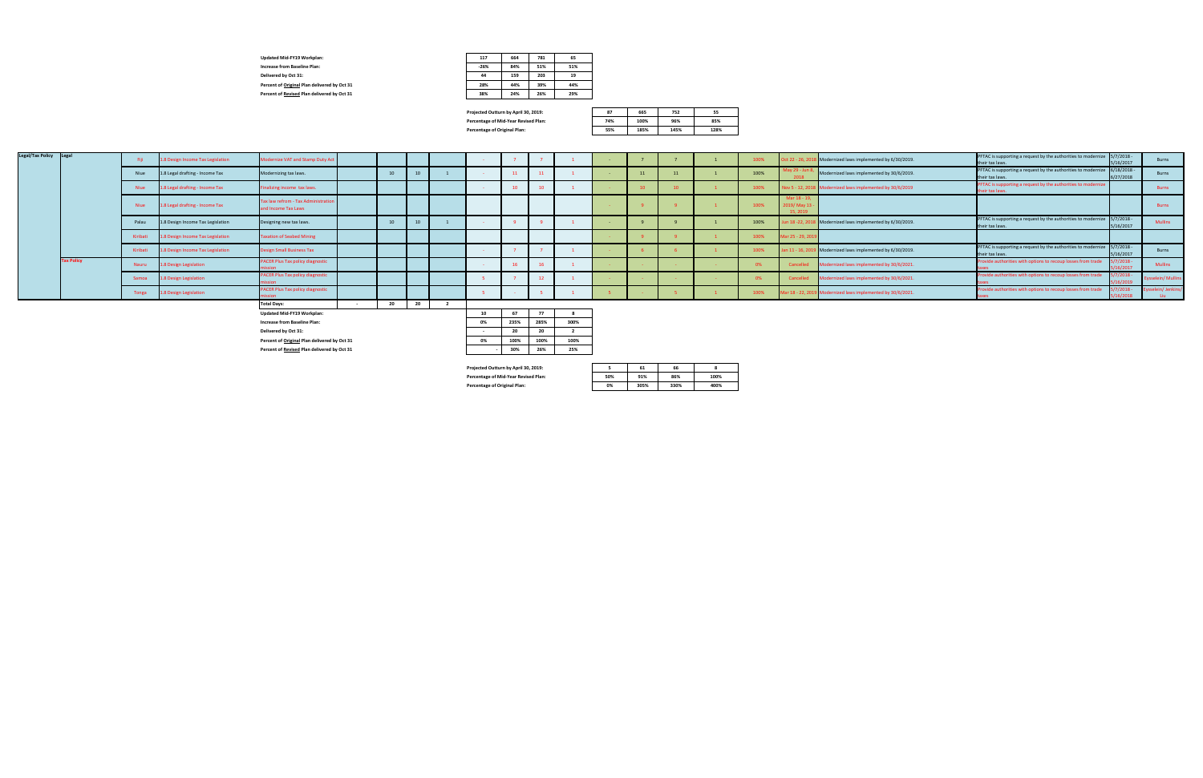| | | | | |
|---|---|---|---|---|
| Updated Mid-FY19 Workplan: | 117 | 664 | 781 | 65 |
| Increase from Baseline Plan: | -26% | 84% | 51% | 51% |
| Delivered by Oct 31: | 44 | 159 | 203 | 19 |
| Percent of **Original** Plan delivered by Oct 31 | 28% | 44% | 39% | 44% |
| Percent of **Revised** Plan delivered by Oct 31 | 38% | 24% | 26% | 29% |

| | | | | |
|---|---|---|---|---|
| Projected Outturn by April 30, 2019: | 87 | 665 | 752 | 55 |
| Percentage of Mid-Year Revised Plan: | 74% | 100% | 96% | 85% |
| Percentage of Original Plan: | 55% | 185% | 145% | 128% |

| | | | | | | | | | | | | | | | | | | | | | | | |
|---|---|---|---|---|---|---|---|---|---|---|---|---|---|---|---|---|---|---|---|---|---|---|---|
| Legal/Tax Policy | Legal | Fiji | 1.8 Design Income Tax Legislation | Modernize VAT and Stamp Duty Act | | | | | - | 7 | 7 | 1 | - | 7 | 7 | 1 | 100% | Oct 22 - 26, 2018 | Modernized laws implemented by 6/30/2019. | PFTAC is supporting a request by the authorities to modernize their tax laws. | 5/7/2018 - 5/16/2017 | Burns |
| | | Niue | 1.8 Legal drafting - Income Tax | Modernizing tax laws. | | 10 | 10 | 1 | - | 11 | 11 | 1 | - | 11 | 11 | 1 | 100% | May 29 - Jun 8, 2018 | Modernized laws implemented by 30/6/2019. | PFTAC is supporting a request by the authorities to modernize their tax laws. | 6/18/2018 - 6/27/2018 | Burns |
| | | Niue | 1.8 Legal drafting - Income Tax | Finalizing income tax laws. | | | | | - | 10 | 10 | 1 | - | 10 | 10 | 1 | 100% | Nov 5 - 12, 2018 | Modernized laws implemented by 30/6/2019 | PFTAC is supporting a request by the authorities to modernize their tax laws. | | Burns |
| | | Niue | 1.8 Legal drafting - Income Tax | Tax law refrom - Tax Administration and Income Tax Laws | | | | | | | | | - | 9 | 9 | 1 | 100% | Mar 18 - 19, 2019/ May 13 - 15, 2019 | | | | Burns |
| | | Palau | 1.8 Design Income Tax Legislation | Designing new tax laws. | | 10 | 10 | 1 | - | 9 | 9 | 1 | - | 9 | 9 | 1 | 100% | Jun 18 -22, 2018 | Modernized laws implemented by 6/30/2019. | PFTAC is supporting a request by the authorities to modernize their tax laws. | 5/7/2018 - 5/16/2017 | Mullins |
| | | Kiribati | 1.8 Design Income Tax Legislation | Taxation of Seabed Mining | | | | | | | | | - | 9 | 9 | 1 | 100% | Mar 25 - 29, 2019 | | | | |
| | | Kiribati | 1.8 Design Income Tax Legislation | Design Small Business Tax | | | | | - | 7 | 7 | 1 | - | 6 | 6 | 1 | 100% | Jan 11 - 16, 2019 | Modernized laws implemented by 6/30/2019. | PFTAC is supporting a request by the authorities to modernize their tax laws. | 5/7/2018 - 5/16/2017 | Burns |
| | Tax Policy | Nauru | 1.8 Design Legislation | PACER Plus Tax policy diagnostic mission | | | | | - | 16 | 16 | 1 | - | - | - | - | 0% | Cancelled | Modernized laws implemented by 30/6/2021. | Provide authorities with options to recoup losses from trade taxes | 5/7/2018 - 5/16/2017 | Mullins |
| | | Samoa | 1.8 Design Legislation | PACER Plus Tax policy diagnostic mission | | | | | 5 | 7 | 12 | 1 | - | - | - | - | 0% | Cancelled | Modernized laws implemented by 30/6/2021. | Provide authorities with options to recoup losses from trade taxes | 5/7/2018 - 5/16/2019 | Eysselein/ Mullins |
| | | Tonga | 1.8 Design Legislation | PACER Plus Tax policy diagnostic mission | | | | | 5 | - | 5 | 1 | 5 | - | 5 | 1 | 100% | Mar 18 - 22, 2019 | Modernized laws implemented by 30/6/2021. | Provide authorities with options to recoup losses from trade taxes | 5/7/2018 - 5/16/2018 | Eysselein/ Jenkins/ Liu |
| | | | | Total Days: | - | 20 | 20 | 2 | | | | | | | | | | | | | | |

| | | | | |
|---|---|---|---|---|
| Updated Mid-FY19 Workplan: | 10 | 67 | 77 | 8 |
| Increase from Baseline Plan: | 0% | 235% | 285% | 300% |
| Delivered by Oct 31: | - | 20 | 20 | 2 |
| Percent of **Original** Plan delivered by Oct 31 | 0% | 100% | 100% | 100% |
| Percent of **Revised** Plan delivered by Oct 31 | - | 30% | 26% | 25% |

| | | | | |
|---|---|---|---|---|
| Projected Outturn by April 30, 2019: | 5 | 61 | 66 | 8 |
| Percentage of Mid-Year Revised Plan: | 50% | 91% | 86% | 100% |
| Percentage of Original Plan: | 0% | 305% | 330% | 400% |